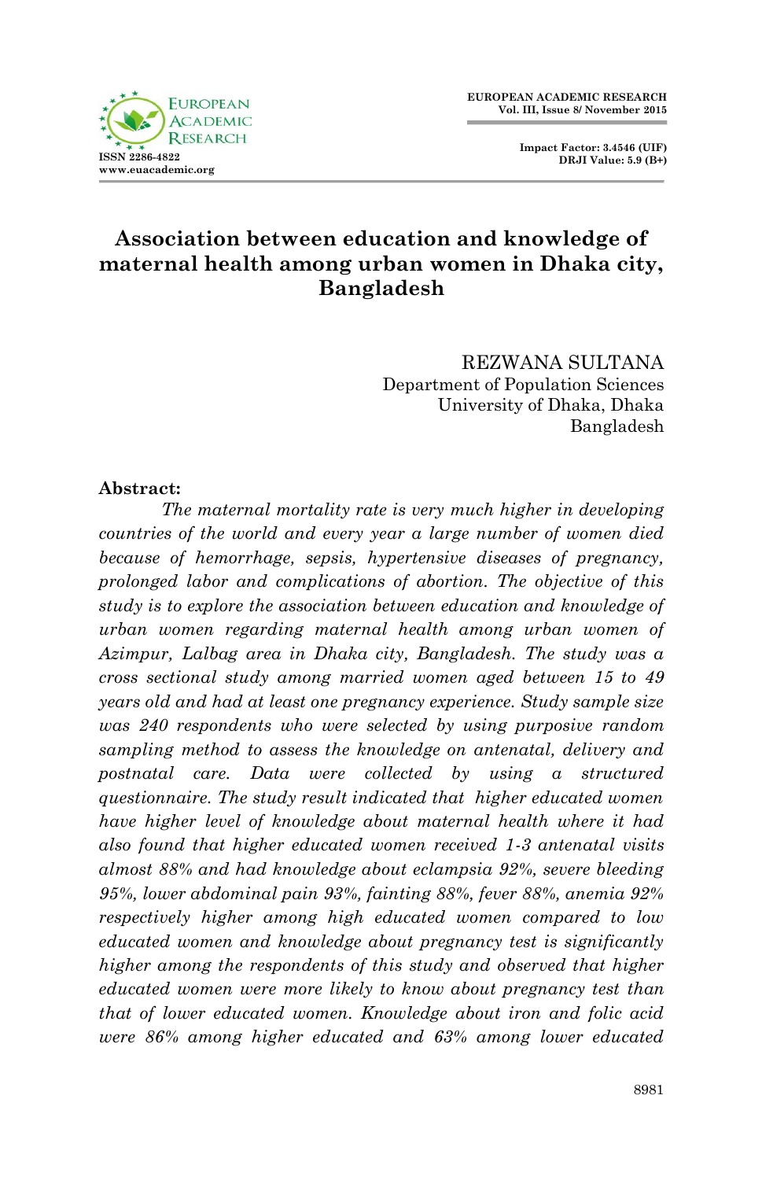# Association between education and knowledge of maternal health among urban women in Dhaka city, Bangladesh

REZWANA SULTANA
Department of Population Sciences
University of Dhaka, Dhaka
Bangladesh

**Abstract:**

*The maternal mortality rate is very much higher in developing countries of the world and every year a large number of women died because of hemorrhage, sepsis, hypertensive diseases of pregnancy, prolonged labor and complications of abortion. The objective of this study is to explore the association between education and knowledge of urban women regarding maternal health among urban women of Azimpur, Lalbag area in Dhaka city, Bangladesh. The study was a cross sectional study among married women aged between 15 to 49 years old and had at least one pregnancy experience. Study sample size was 240 respondents who were selected by using purposive random sampling method to assess the knowledge on antenatal, delivery and postnatal care. Data were collected by using a structured questionnaire. The study result indicated that higher educated women have higher level of knowledge about maternal health where it had also found that higher educated women received 1-3 antenatal visits almost 88% and had knowledge about eclampsia 92%, severe bleeding 95%, lower abdominal pain 93%, fainting 88%, fever 88%, anemia 92% respectively higher among high educated women compared to low educated women and knowledge about pregnancy test is significantly higher among the respondents of this study and observed that higher educated women were more likely to know about pregnancy test than that of lower educated women. Knowledge about iron and folic acid were 86% among higher educated and 63% among lower educated*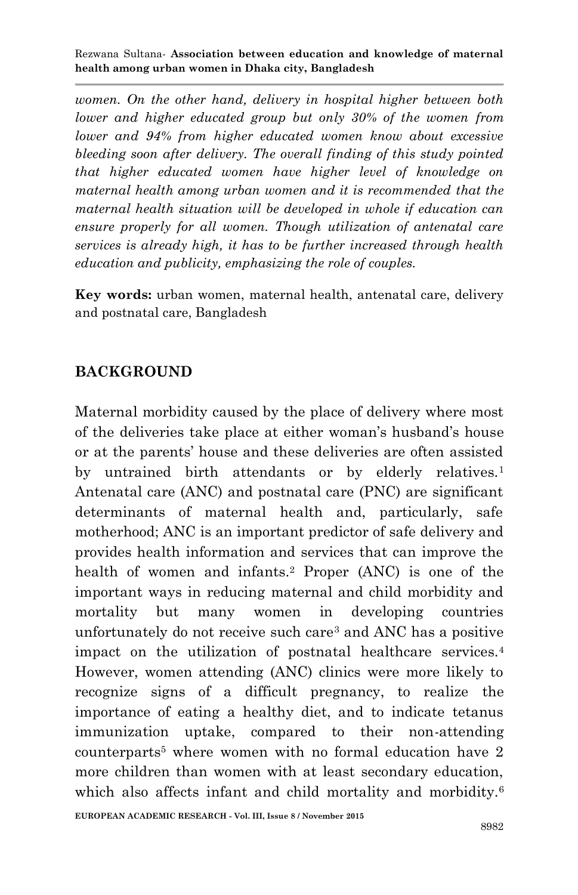*women. On the other hand, delivery in hospital higher between both lower and higher educated group but only 30% of the women from lower and 94% from higher educated women know about excessive bleeding soon after delivery. The overall finding of this study pointed that higher educated women have higher level of knowledge on maternal health among urban women and it is recommended that the maternal health situation will be developed in whole if education can ensure properly for all women. Though utilization of antenatal care services is already high, it has to be further increased through health education and publicity, emphasizing the role of couples.*

**Key words:** urban women, maternal health, antenatal care, delivery and postnatal care, Bangladesh

## BACKGROUND

Maternal morbidity caused by the place of delivery where most of the deliveries take place at either woman's husband's house or at the parents' house and these deliveries are often assisted by untrained birth attendants or by elderly relatives.[1] Antenatal care (ANC) and postnatal care (PNC) are significant determinants of maternal health and, particularly, safe motherhood; ANC is an important predictor of safe delivery and provides health information and services that can improve the health of women and infants.[2] Proper (ANC) is one of the important ways in reducing maternal and child morbidity and mortality but many women in developing countries unfortunately do not receive such care[3] and ANC has a positive impact on the utilization of postnatal healthcare services.[4] However, women attending (ANC) clinics were more likely to recognize signs of a difficult pregnancy, to realize the importance of eating a healthy diet, and to indicate tetanus immunization uptake, compared to their non-attending counterparts[5] where women with no formal education have 2 more children than women with at least secondary education, which also affects infant and child mortality and morbidity.[6]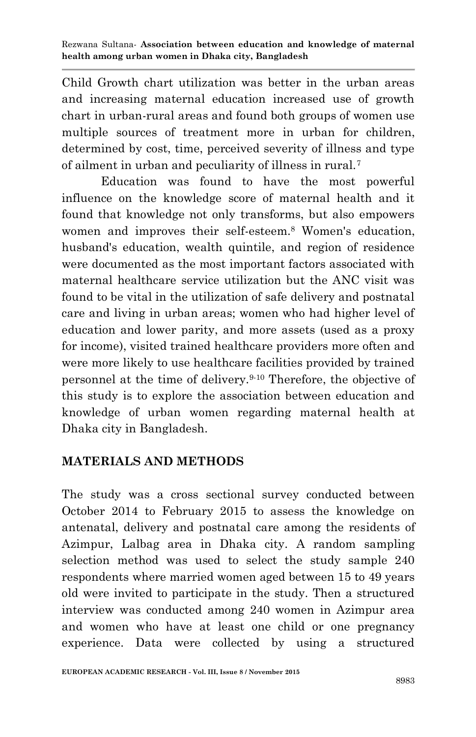Child Growth chart utilization was better in the urban areas and increasing maternal education increased use of growth chart in urban-rural areas and found both groups of women use multiple sources of treatment more in urban for children, determined by cost, time, perceived severity of illness and type of ailment in urban and peculiarity of illness in rural.[7]

Education was found to have the most powerful influence on the knowledge score of maternal health and it found that knowledge not only transforms, but also empowers women and improves their self-esteem.[8] Women's education, husband's education, wealth quintile, and region of residence were documented as the most important factors associated with maternal healthcare service utilization but the ANC visit was found to be vital in the utilization of safe delivery and postnatal care and living in urban areas; women who had higher level of education and lower parity, and more assets (used as a proxy for income), visited trained healthcare providers more often and were more likely to use healthcare facilities provided by trained personnel at the time of delivery.[9-10] Therefore, the objective of this study is to explore the association between education and knowledge of urban women regarding maternal health at Dhaka city in Bangladesh.

## MATERIALS AND METHODS

The study was a cross sectional survey conducted between October 2014 to February 2015 to assess the knowledge on antenatal, delivery and postnatal care among the residents of Azimpur, Lalbag area in Dhaka city. A random sampling selection method was used to select the study sample 240 respondents where married women aged between 15 to 49 years old were invited to participate in the study. Then a structured interview was conducted among 240 women in Azimpur area and women who have at least one child or one pregnancy experience. Data were collected by using a structured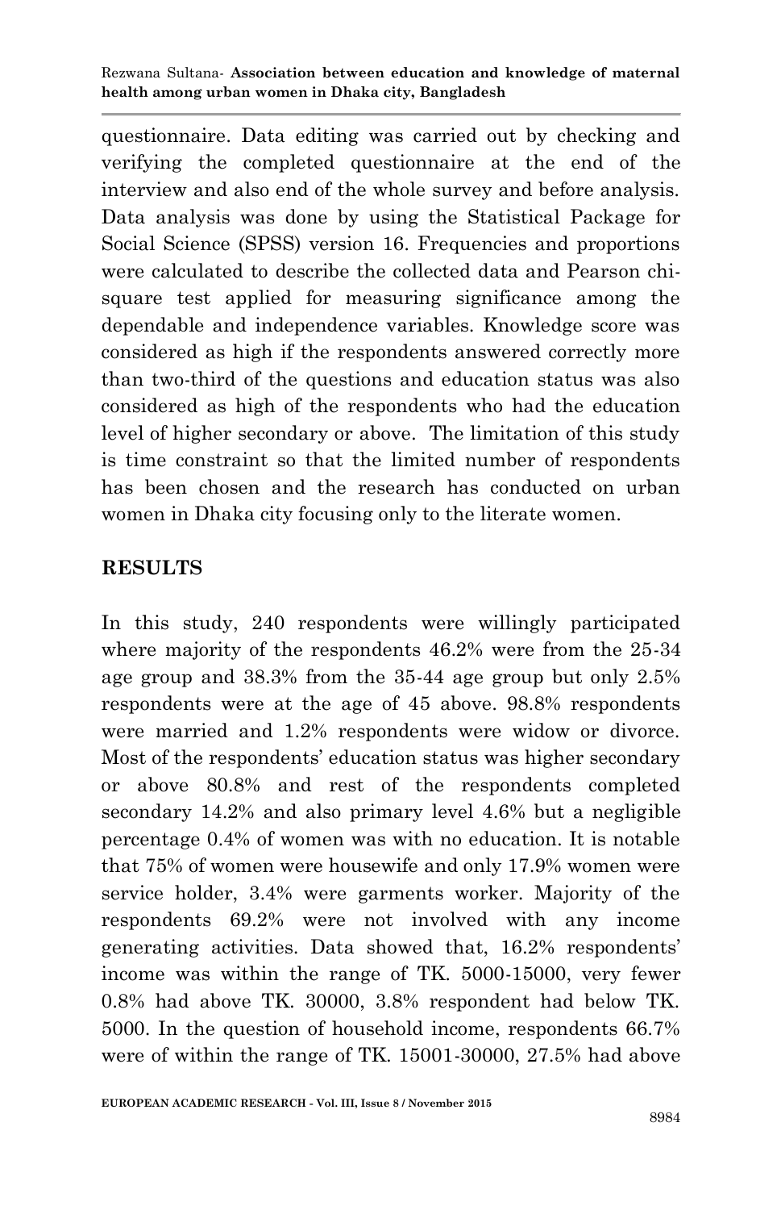questionnaire. Data editing was carried out by checking and verifying the completed questionnaire at the end of the interview and also end of the whole survey and before analysis. Data analysis was done by using the Statistical Package for Social Science (SPSS) version 16. Frequencies and proportions were calculated to describe the collected data and Pearson chi-square test applied for measuring significance among the dependable and independence variables. Knowledge score was considered as high if the respondents answered correctly more than two-third of the questions and education status was also considered as high of the respondents who had the education level of higher secondary or above. The limitation of this study is time constraint so that the limited number of respondents has been chosen and the research has conducted on urban women in Dhaka city focusing only to the literate women.

## RESULTS

In this study, 240 respondents were willingly participated where majority of the respondents 46.2% were from the 25-34 age group and 38.3% from the 35-44 age group but only 2.5% respondents were at the age of 45 above. 98.8% respondents were married and 1.2% respondents were widow or divorce. Most of the respondents' education status was higher secondary or above 80.8% and rest of the respondents completed secondary 14.2% and also primary level 4.6% but a negligible percentage 0.4% of women was with no education. It is notable that 75% of women were housewife and only 17.9% women were service holder, 3.4% were garments worker. Majority of the respondents 69.2% were not involved with any income generating activities. Data showed that, 16.2% respondents' income was within the range of TK. 5000-15000, very fewer 0.8% had above TK. 30000, 3.8% respondent had below TK. 5000. In the question of household income, respondents 66.7% were of within the range of TK. 15001-30000, 27.5% had above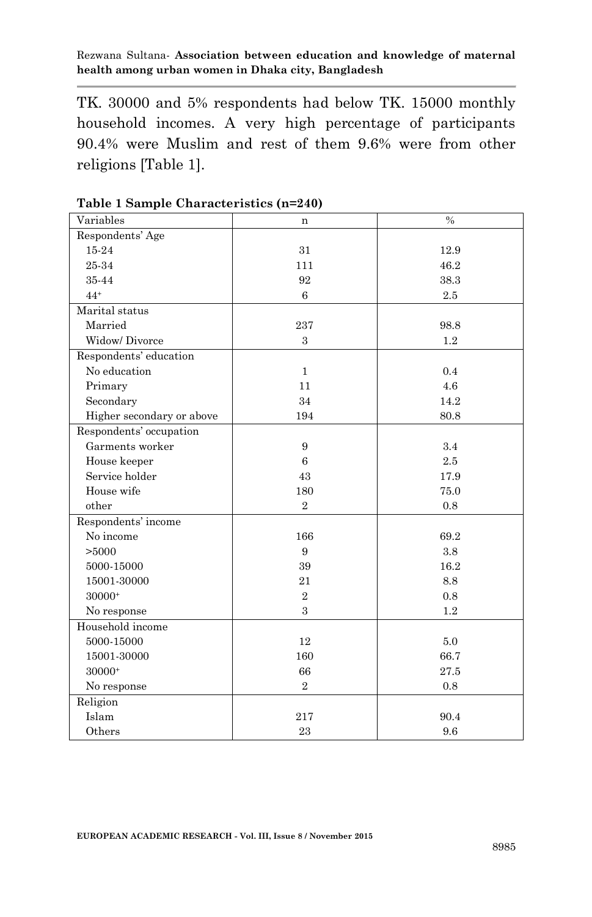TK. 30000 and 5% respondents had below TK. 15000 monthly household incomes. A very high percentage of participants 90.4% were Muslim and rest of them 9.6% were from other religions [Table 1].

**Table 1 Sample Characteristics (n=240)**

| Variables | n | % |
|---|---|---|
| Respondents' Age | | |
| 15-24 | 31 | 12.9 |
| 25-34 | 111 | 46.2 |
| 35-44 | 92 | 38.3 |
| 44+ | 6 | 2.5 |
| Marital status | | |
| Married | 237 | 98.8 |
| Widow/ Divorce | 3 | 1.2 |
| Respondents' education | | |
| No education | 1 | 0.4 |
| Primary | 11 | 4.6 |
| Secondary | 34 | 14.2 |
| Higher secondary or above | 194 | 80.8 |
| Respondents' occupation | | |
| Garments worker | 9 | 3.4 |
| House keeper | 6 | 2.5 |
| Service holder | 43 | 17.9 |
| House wife | 180 | 75.0 |
| other | 2 | 0.8 |
| Respondents' income | | |
| No income | 166 | 69.2 |
| >5000 | 9 | 3.8 |
| 5000-15000 | 39 | 16.2 |
| 15001-30000 | 21 | 8.8 |
| 30000+ | 2 | 0.8 |
| No response | 3 | 1.2 |
| Household income | | |
| 5000-15000 | 12 | 5.0 |
| 15001-30000 | 160 | 66.7 |
| 30000+ | 66 | 27.5 |
| No response | 2 | 0.8 |
| Religion | | |
| Islam | 217 | 90.4 |
| Others | 23 | 9.6 |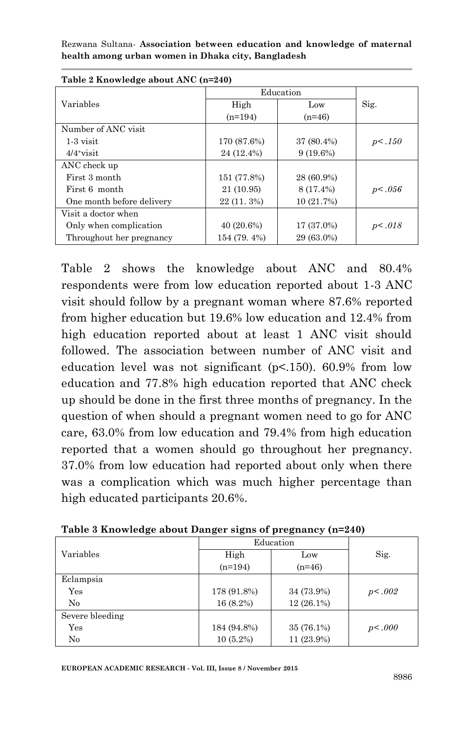**Table 2 Knowledge about ANC (n=240)**

| Variables | Education | | Sig. |
|---|---|---|---|
| | High (n=194) | Low (n=46) | |
| Number of ANC visit | | | |
| 1-3 visit | 170 (87.6%) | 37 (80.4%) | *p<.150* |
| 4/4$^{+}$visit | 24 (12.4%) | 9 (19.6%) | |
| ANC check up | | | |
| First 3 month | 151 (77.8%) | 28 (60.9%) | |
| First 6 month | 21 (10.95) | 8 (17.4%) | *p<.056* |
| One month before delivery | 22 (11. 3%) | 10 (21.7%) | |
| Visit a doctor when | | | |
| Only when complication | 40 (20.6%) | 17 (37.0%) | *p<.018* |
| Throughout her pregnancy | 154 (79. 4%) | 29 (63.0%) | |

Table 2 shows the knowledge about ANC and 80.4% respondents were from low education reported about 1-3 ANC visit should follow by a pregnant woman where 87.6% reported from higher education but 19.6% low education and 12.4% from high education reported about at least 1 ANC visit should followed. The association between number of ANC visit and education level was not significant (p<.150). 60.9% from low education and 77.8% high education reported that ANC check up should be done in the first three months of pregnancy. In the question of when should a pregnant women need to go for ANC care, 63.0% from low education and 79.4% from high education reported that a women should go throughout her pregnancy. 37.0% from low education had reported about only when there was a complication which was much higher percentage than high educated participants 20.6%.

**Table 3 Knowledge about Danger signs of pregnancy (n=240)**

| Variables | Education | | Sig. |
|---|---|---|---|
| | High (n=194) | Low (n=46) | |
| Eclampsia | | | |
| Yes | 178 (91.8%) | 34 (73.9%) | *p<.002* |
| No | 16 (8.2%) | 12 (26.1%) | |
| Severe bleeding | | | |
| Yes | 184 (94.8%) | 35 (76.1%) | *p<.000* |
| No | 10 (5.2%) | 11 (23.9%) | |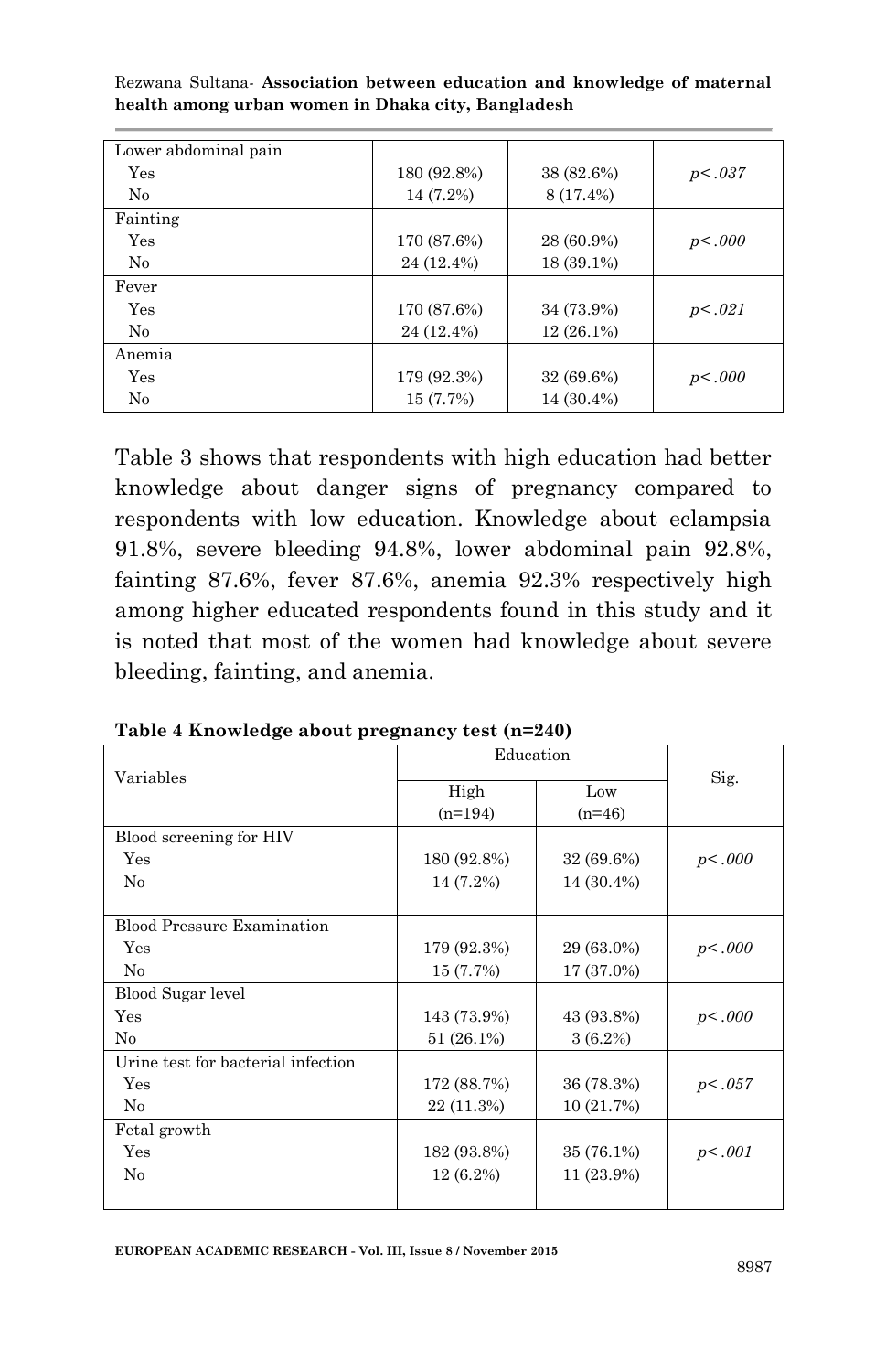| Lower abdominal pain | | | |
|---|---|---|---|
| Yes | 180 (92.8%) | 38 (82.6%) | *p<.037* |
| No | 14 (7.2%) | 8 (17.4%) | |
| Fainting | | | |
| Yes | 170 (87.6%) | 28 (60.9%) | *p<.000* |
| No | 24 (12.4%) | 18 (39.1%) | |
| Fever | | | |
| Yes | 170 (87.6%) | 34 (73.9%) | *p<.021* |
| No | 24 (12.4%) | 12 (26.1%) | |
| Anemia | | | |
| Yes | 179 (92.3%) | 32 (69.6%) | *p<.000* |
| No | 15 (7.7%) | 14 (30.4%) | |

Table 3 shows that respondents with high education had better knowledge about danger signs of pregnancy compared to respondents with low education. Knowledge about eclampsia 91.8%, severe bleeding 94.8%, lower abdominal pain 92.8%, fainting 87.6%, fever 87.6%, anemia 92.3% respectively high among higher educated respondents found in this study and it is noted that most of the women had knowledge about severe bleeding, fainting, and anemia.

**Table 4 Knowledge about pregnancy test (n=240)**

| Variables | Education | | Sig. |
|---|---|---|---|
| | High (n=194) | Low (n=46) | |
| Blood screening for HIV | | | |
| Yes | 180 (92.8%) | 32 (69.6%) | *p<.000* |
| No | 14 (7.2%) | 14 (30.4%) | |
| Blood Pressure Examination | | | |
| Yes | 179 (92.3%) | 29 (63.0%) | *p<.000* |
| No | 15 (7.7%) | 17 (37.0%) | |
| Blood Sugar level | | | |
| Yes | 143 (73.9%) | 43 (93.8%) | *p<.000* |
| No | 51 (26.1%) | 3 (6.2%) | |
| Urine test for bacterial infection | | | |
| Yes | 172 (88.7%) | 36 (78.3%) | *p<.057* |
| No | 22 (11.3%) | 10 (21.7%) | |
| Fetal growth | | | |
| Yes | 182 (93.8%) | 35 (76.1%) | *p<.001* |
| No | 12 (6.2%) | 11 (23.9%) | |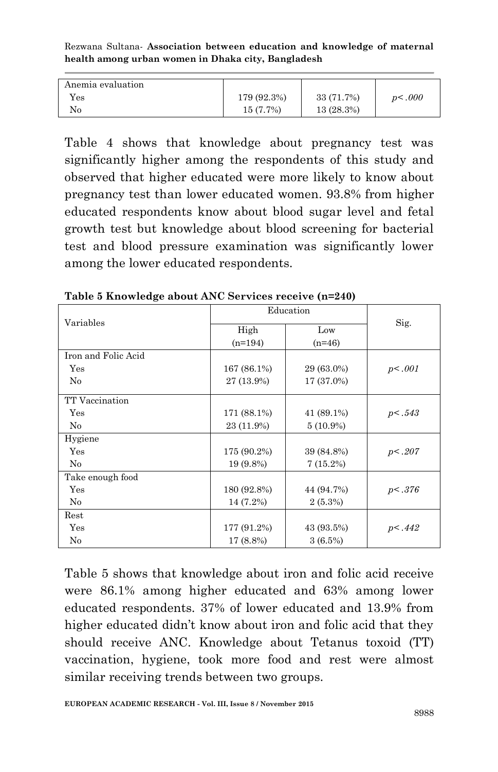| Anemia evaluation | | | |
|---|---|---|---|
| Yes | 179 (92.3%) | 33 (71.7%) | *p<.000* |
| No | 15 (7.7%) | 13 (28.3%) | |

Table 4 shows that knowledge about pregnancy test was significantly higher among the respondents of this study and observed that higher educated were more likely to know about pregnancy test than lower educated women. 93.8% from higher educated respondents know about blood sugar level and fetal growth test but knowledge about blood screening for bacterial test and blood pressure examination was significantly lower among the lower educated respondents.

**Table 5 Knowledge about ANC Services receive (n=240)**

| Variables | Education | | Sig. |
|---|---|---|---|
| | High (n=194) | Low (n=46) | |
| Iron and Folic Acid | | | |
| Yes | 167 (86.1%) | 29 (63.0%) | *p<.001* |
| No | 27 (13.9%) | 17 (37.0%) | |
| TT Vaccination | | | |
| Yes | 171 (88.1%) | 41 (89.1%) | *p<.543* |
| No | 23 (11.9%) | 5 (10.9%) | |
| Hygiene | | | |
| Yes | 175 (90.2%) | 39 (84.8%) | *p<.207* |
| No | 19 (9.8%) | 7 (15.2%) | |
| Take enough food | | | |
| Yes | 180 (92.8%) | 44 (94.7%) | *p<.376* |
| No | 14 (7.2%) | 2 (5.3%) | |
| Rest | | | |
| Yes | 177 (91.2%) | 43 (93.5%) | *p<.442* |
| No | 17 (8.8%) | 3 (6.5%) | |

Table 5 shows that knowledge about iron and folic acid receive were 86.1% among higher educated and 63% among lower educated respondents. 37% of lower educated and 13.9% from higher educated didn't know about iron and folic acid that they should receive ANC. Knowledge about Tetanus toxoid (TT) vaccination, hygiene, took more food and rest were almost similar receiving trends between two groups.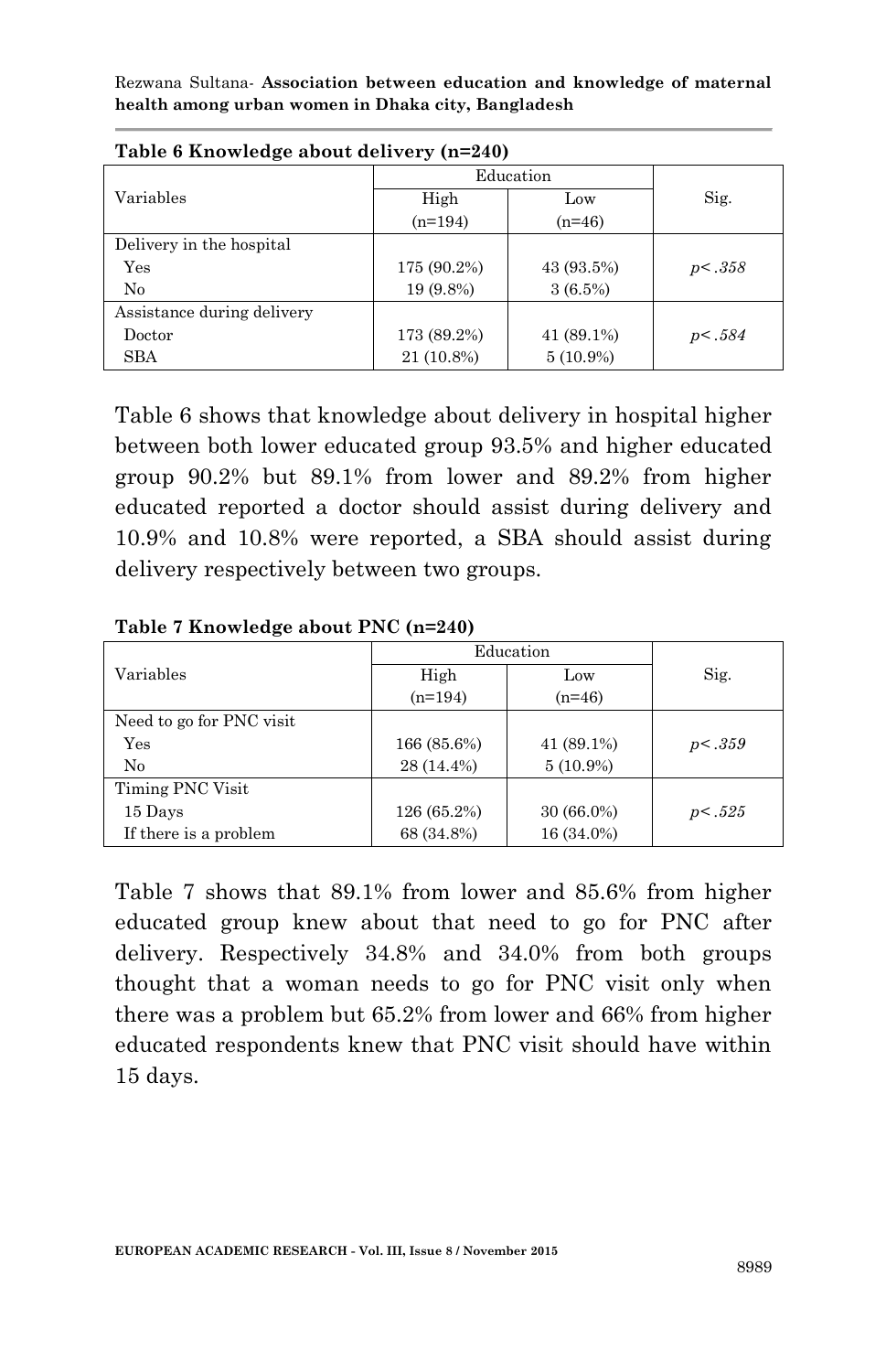**Table 6 Knowledge about delivery (n=240)**

| Variables | Education | | Sig. |
|---|---|---|---|
| | High (n=194) | Low (n=46) | |
| Delivery in the hospital | | | |
| Yes | 175 (90.2%) | 43 (93.5%) | *p<.358* |
| No | 19 (9.8%) | 3 (6.5%) | |
| Assistance during delivery | | | |
| Doctor | 173 (89.2%) | 41 (89.1%) | *p<.584* |
| SBA | 21 (10.8%) | 5 (10.9%) | |

Table 6 shows that knowledge about delivery in hospital higher between both lower educated group 93.5% and higher educated group 90.2% but 89.1% from lower and 89.2% from higher educated reported a doctor should assist during delivery and 10.9% and 10.8% were reported, a SBA should assist during delivery respectively between two groups.

**Table 7 Knowledge about PNC (n=240)**

| Variables | Education | | Sig. |
|---|---|---|---|
| | High (n=194) | Low (n=46) | |
| Need to go for PNC visit | | | |
| Yes | 166 (85.6%) | 41 (89.1%) | *p<.359* |
| No | 28 (14.4%) | 5 (10.9%) | |
| Timing PNC Visit | | | |
| 15 Days | 126 (65.2%) | 30 (66.0%) | *p<.525* |
| If there is a problem | 68 (34.8%) | 16 (34.0%) | |

Table 7 shows that 89.1% from lower and 85.6% from higher educated group knew about that need to go for PNC after delivery. Respectively 34.8% and 34.0% from both groups thought that a woman needs to go for PNC visit only when there was a problem but 65.2% from lower and 66% from higher educated respondents knew that PNC visit should have within 15 days.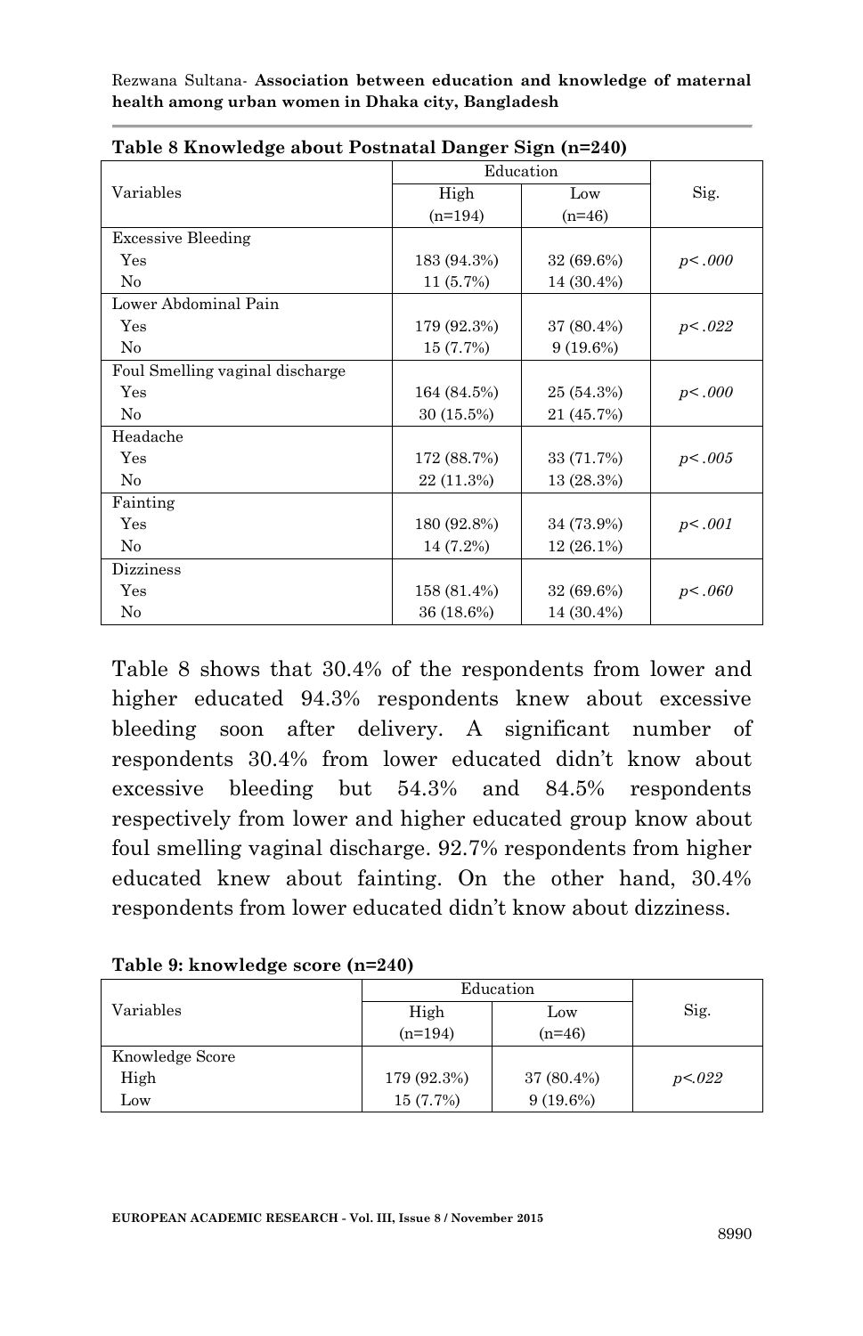**Table 8 Knowledge about Postnatal Danger Sign (n=240)**

| Variables | Education | | Sig. |
|---|---|---|---|
| | High (n=194) | Low (n=46) | |
| Excessive Bleeding | | | |
| Yes | 183 (94.3%) | 32 (69.6%) | *p<.000* |
| No | 11 (5.7%) | 14 (30.4%) | |
| Lower Abdominal Pain | | | |
| Yes | 179 (92.3%) | 37 (80.4%) | *p<.022* |
| No | 15 (7.7%) | 9 (19.6%) | |
| Foul Smelling vaginal discharge | | | |
| Yes | 164 (84.5%) | 25 (54.3%) | *p<.000* |
| No | 30 (15.5%) | 21 (45.7%) | |
| Headache | | | |
| Yes | 172 (88.7%) | 33 (71.7%) | *p<.005* |
| No | 22 (11.3%) | 13 (28.3%) | |
| Fainting | | | |
| Yes | 180 (92.8%) | 34 (73.9%) | *p<.001* |
| No | 14 (7.2%) | 12 (26.1%) | |
| Dizziness | | | |
| Yes | 158 (81.4%) | 32 (69.6%) | *p<.060* |
| No | 36 (18.6%) | 14 (30.4%) | |

Table 8 shows that 30.4% of the respondents from lower and higher educated 94.3% respondents knew about excessive bleeding soon after delivery. A significant number of respondents 30.4% from lower educated didn't know about excessive bleeding but 54.3% and 84.5% respondents respectively from lower and higher educated group know about foul smelling vaginal discharge. 92.7% respondents from higher educated knew about fainting. On the other hand, 30.4% respondents from lower educated didn't know about dizziness.

**Table 9: knowledge score (n=240)**

| Variables | Education | | Sig. |
|---|---|---|---|
| | High (n=194) | Low (n=46) | |
| Knowledge Score | | | |
| High | 179 (92.3%) | 37 (80.4%) | *p<.022* |
| Low | 15 (7.7%) | 9 (19.6%) | |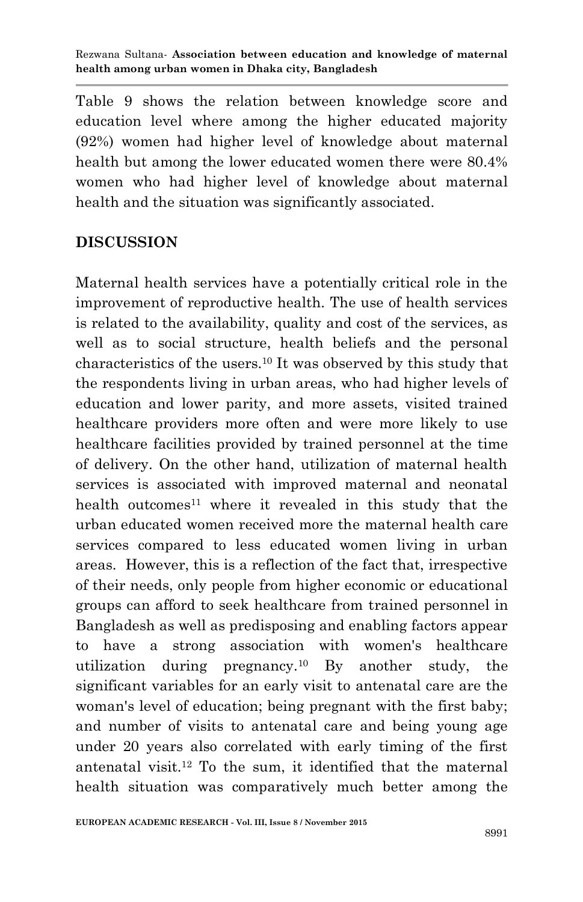Table 9 shows the relation between knowledge score and education level where among the higher educated majority (92%) women had higher level of knowledge about maternal health but among the lower educated women there were 80.4% women who had higher level of knowledge about maternal health and the situation was significantly associated.

## DISCUSSION

Maternal health services have a potentially critical role in the improvement of reproductive health. The use of health services is related to the availability, quality and cost of the services, as well as to social structure, health beliefs and the personal characteristics of the users.[10] It was observed by this study that the respondents living in urban areas, who had higher levels of education and lower parity, and more assets, visited trained healthcare providers more often and were more likely to use healthcare facilities provided by trained personnel at the time of delivery. On the other hand, utilization of maternal health services is associated with improved maternal and neonatal health outcomes[11] where it revealed in this study that the urban educated women received more the maternal health care services compared to less educated women living in urban areas. However, this is a reflection of the fact that, irrespective of their needs, only people from higher economic or educational groups can afford to seek healthcare from trained personnel in Bangladesh as well as predisposing and enabling factors appear to have a strong association with women's healthcare utilization during pregnancy.[10] By another study, the significant variables for an early visit to antenatal care are the woman's level of education; being pregnant with the first baby; and number of visits to antenatal care and being young age under 20 years also correlated with early timing of the first antenatal visit.[12] To the sum, it identified that the maternal health situation was comparatively much better among the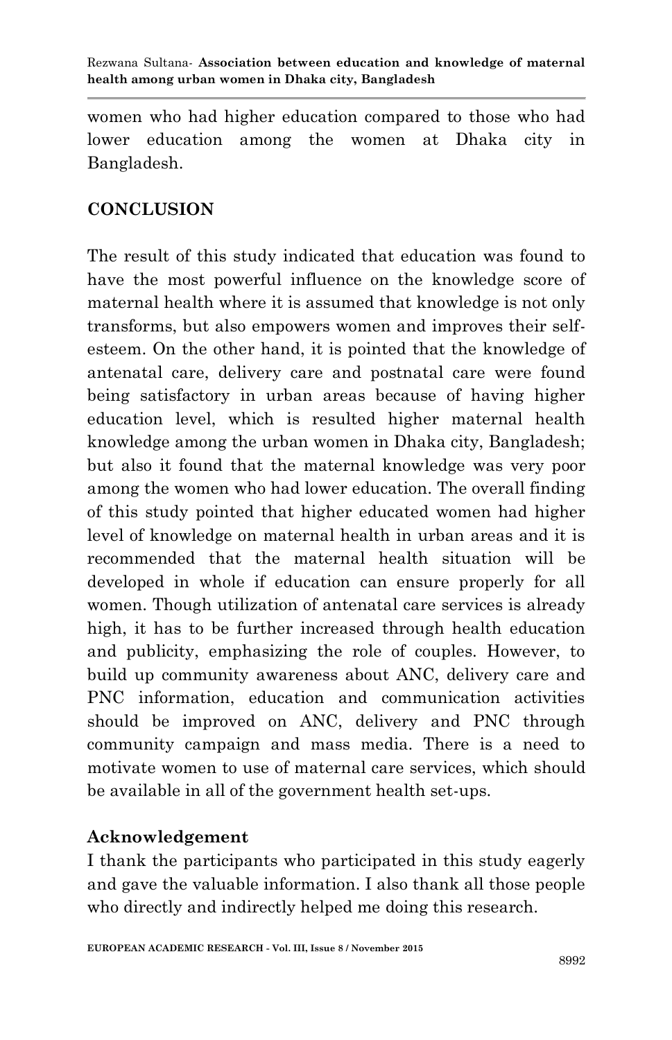women who had higher education compared to those who had lower education among the women at Dhaka city in Bangladesh.

## CONCLUSION

The result of this study indicated that education was found to have the most powerful influence on the knowledge score of maternal health where it is assumed that knowledge is not only transforms, but also empowers women and improves their self-esteem. On the other hand, it is pointed that the knowledge of antenatal care, delivery care and postnatal care were found being satisfactory in urban areas because of having higher education level, which is resulted higher maternal health knowledge among the urban women in Dhaka city, Bangladesh; but also it found that the maternal knowledge was very poor among the women who had lower education. The overall finding of this study pointed that higher educated women had higher level of knowledge on maternal health in urban areas and it is recommended that the maternal health situation will be developed in whole if education can ensure properly for all women. Though utilization of antenatal care services is already high, it has to be further increased through health education and publicity, emphasizing the role of couples. However, to build up community awareness about ANC, delivery care and PNC information, education and communication activities should be improved on ANC, delivery and PNC through community campaign and mass media. There is a need to motivate women to use of maternal care services, which should be available in all of the government health set-ups.

### Acknowledgement

I thank the participants who participated in this study eagerly and gave the valuable information. I also thank all those people who directly and indirectly helped me doing this research.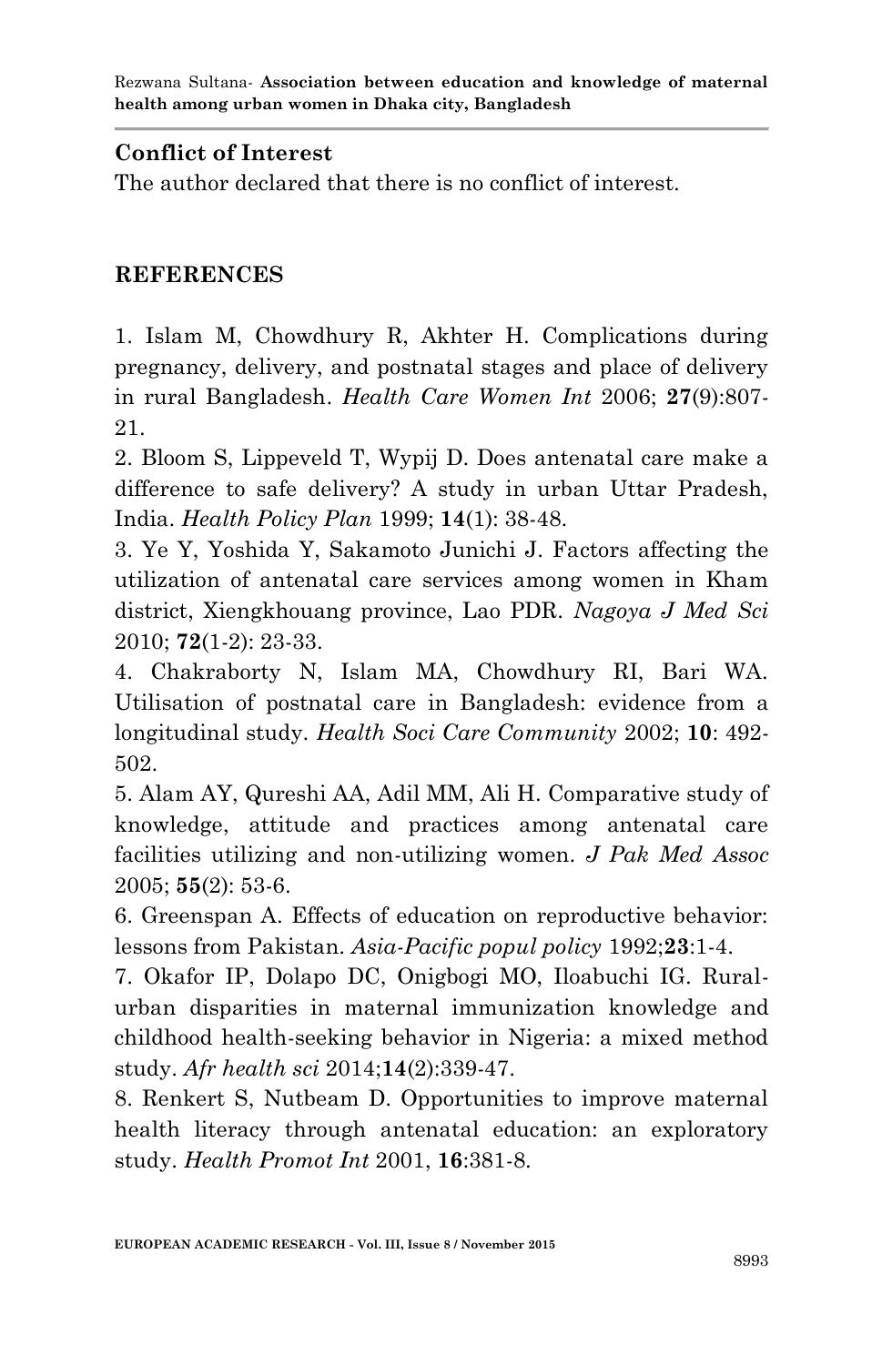## Conflict of Interest

The author declared that there is no conflict of interest.

## REFERENCES

1. Islam M, Chowdhury R, Akhter H. Complications during pregnancy, delivery, and postnatal stages and place of delivery in rural Bangladesh. *Health Care Women Int* 2006; **27**(9):807-21.
2. Bloom S, Lippeveld T, Wypij D. Does antenatal care make a difference to safe delivery? A study in urban Uttar Pradesh, India. *Health Policy Plan* 1999; **14**(1): 38-48.
3. Ye Y, Yoshida Y, Sakamoto Junichi J. Factors affecting the utilization of antenatal care services among women in Kham district, Xiengkhouang province, Lao PDR. *Nagoya J Med Sci* 2010; **72**(1-2): 23-33.
4. Chakraborty N, Islam MA, Chowdhury RI, Bari WA. Utilisation of postnatal care in Bangladesh: evidence from a longitudinal study. *Health Soci Care Community* 2002; **10**: 492-502.
5. Alam AY, Qureshi AA, Adil MM, Ali H. Comparative study of knowledge, attitude and practices among antenatal care facilities utilizing and non-utilizing women. *J Pak Med Assoc* 2005; **55**(2): 53-6.
6. Greenspan A. Effects of education on reproductive behavior: lessons from Pakistan. *Asia-Pacific popul policy* 1992;**23**:1-4.
7. Okafor IP, Dolapo DC, Onigbogi MO, Iloabuchi IG. Rural-urban disparities in maternal immunization knowledge and childhood health-seeking behavior in Nigeria: a mixed method study. *Afr health sci* 2014;**14**(2):339-47.
8. Renkert S, Nutbeam D. Opportunities to improve maternal health literacy through antenatal education: an exploratory study. *Health Promot Int* 2001, **16**:381-8.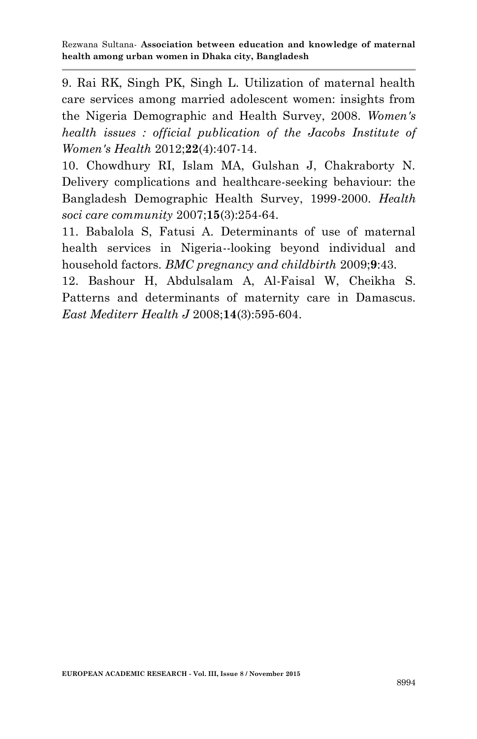9. Rai RK, Singh PK, Singh L. Utilization of maternal health care services among married adolescent women: insights from the Nigeria Demographic and Health Survey, 2008. *Women's health issues : official publication of the Jacobs Institute of Women's Health* 2012;**22**(4):407-14.

10. Chowdhury RI, Islam MA, Gulshan J, Chakraborty N. Delivery complications and healthcare-seeking behaviour: the Bangladesh Demographic Health Survey, 1999-2000. *Health soci care community* 2007;**15**(3):254-64.

11. Babalola S, Fatusi A. Determinants of use of maternal health services in Nigeria--looking beyond individual and household factors. *BMC pregnancy and childbirth* 2009;**9**:43.

12. Bashour H, Abdulsalam A, Al-Faisal W, Cheikha S. Patterns and determinants of maternity care in Damascus. *East Mediterr Health J* 2008;**14**(3):595-604.